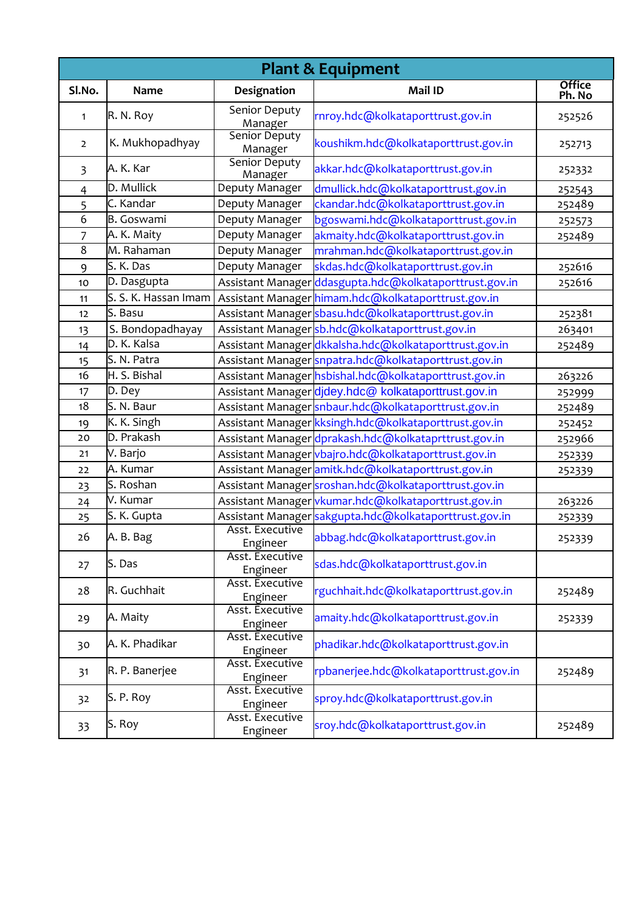## Plant & Equipment

| Sl.No. | Name | Designation | Mail ID | Office Ph. No |
|---|---|---|---|---|
| 1 | R. N. Roy | Senior Deputy Manager | rnroy.hdc@kolkataporttrust.gov.in | 252526 |
| 2 | K. Mukhopadhyay | Senior Deputy Manager | koushikm.hdc@kolkataporttrust.gov.in | 252713 |
| 3 | A. K. Kar | Senior Deputy Manager | akkar.hdc@kolkataporttrust.gov.in | 252332 |
| 4 | D. Mullick | Deputy Manager | dmullick.hdc@kolkataporttrust.gov.in | 252543 |
| 5 | C. Kandar | Deputy Manager | ckandar.hdc@kolkataporttrust.gov.in | 252489 |
| 6 | B. Goswami | Deputy Manager | bgoswami.hdc@kolkataporttrust.gov.in | 252573 |
| 7 | A. K. Maity | Deputy Manager | akmaity.hdc@kolkataporttrust.gov.in | 252489 |
| 8 | M. Rahaman | Deputy Manager | mrahman.hdc@kolkataporttrust.gov.in | |
| 9 | S. K. Das | Deputy Manager | skdas.hdc@kolkataporttrust.gov.in | 252616 |
| 10 | D. Dasgupta | Assistant Manager | ddasgupta.hdc@kolkataporttrust.gov.in | 252616 |
| 11 | S. S. K. Hassan Imam | Assistant Manager | himam.hdc@kolkataporttrust.gov.in | |
| 12 | S. Basu | Assistant Manager | sbasu.hdc@kolkataporttrust.gov.in | 252381 |
| 13 | S. Bondopadhayay | Assistant Manager | sb.hdc@kolkataporttrust.gov.in | 263401 |
| 14 | D. K. Kalsa | Assistant Manager | dkkalsha.hdc@kolkataporttrust.gov.in | 252489 |
| 15 | S. N. Patra | Assistant Manager | snpatra.hdc@kolkataporttrust.gov.in | |
| 16 | H. S. Bishal | Assistant Manager | hsbishal.hdc@kolkataporttrust.gov.in | 263226 |
| 17 | D. Dey | Assistant Manager | djdey.hdc@ kolkataporttrust.gov.in | 252999 |
| 18 | S. N. Baur | Assistant Manager | snbaur.hdc@kolkataporttrust.gov.in | 252489 |
| 19 | K. K. Singh | Assistant Manager | kksingh.hdc@kolkataporttrust.gov.in | 252452 |
| 20 | D. Prakash | Assistant Manager | dprakash.hdc@kolkataprttrust.gov.in | 252966 |
| 21 | V. Barjo | Assistant Manager | vbajro.hdc@kolkataporttrust.gov.in | 252339 |
| 22 | A. Kumar | Assistant Manager | amitk.hdc@kolkataporttrust.gov.in | 252339 |
| 23 | S. Roshan | Assistant Manager | sroshan.hdc@kolkataporttrust.gov.in | |
| 24 | V. Kumar | Assistant Manager | vkumar.hdc@kolkataporttrust.gov.in | 263226 |
| 25 | S. K. Gupta | Assistant Manager | sakgupta.hdc@kolkataporttrust.gov.in | 252339 |
| 26 | A. B. Bag | Asst. Executive Engineer | abbag.hdc@kolkataporttrust.gov.in | 252339 |
| 27 | S. Das | Asst. Executive Engineer | sdas.hdc@kolkataporttrust.gov.in | |
| 28 | R. Guchhait | Asst. Executive Engineer | rguchhait.hdc@kolkataporttrust.gov.in | 252489 |
| 29 | A. Maity | Asst. Executive Engineer | amaity.hdc@kolkataporttrust.gov.in | 252339 |
| 30 | A. K. Phadikar | Asst. Executive Engineer | phadikar.hdc@kolkataporttrust.gov.in | |
| 31 | R. P. Banerjee | Asst. Executive Engineer | rpbanerjee.hdc@kolkataporttrust.gov.in | 252489 |
| 32 | S. P. Roy | Asst. Executive Engineer | sproy.hdc@kolkataporttrust.gov.in | |
| 33 | S. Roy | Asst. Executive Engineer | sroy.hdc@kolkataporttrust.gov.in | 252489 |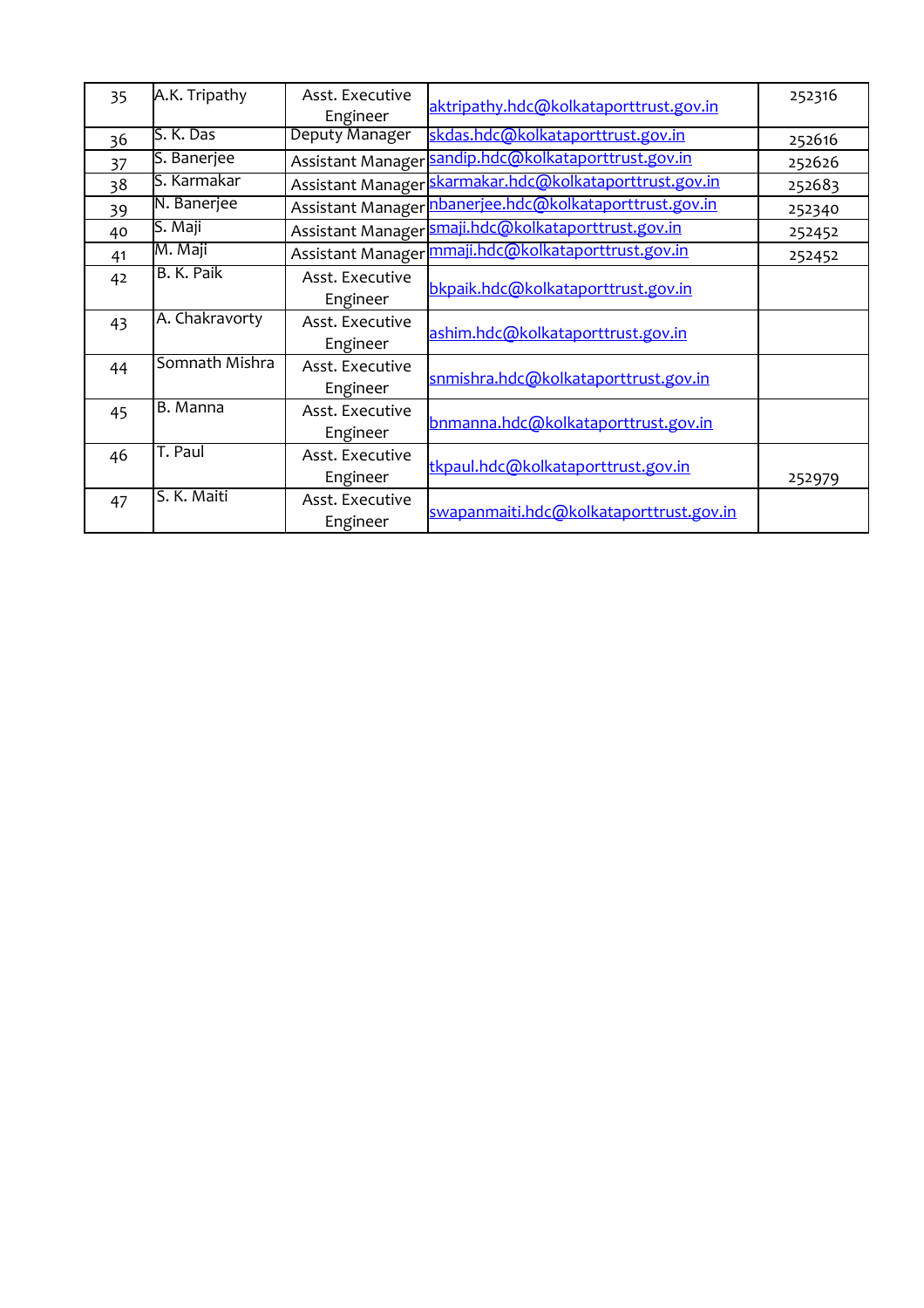| | | | | |
|---|---|---|---|---|
| 35 | A.K. Tripathy | Asst. Executive Engineer | aktripathy.hdc@kolkataporttrust.gov.in | 252316 |
| 36 | S. K. Das | Deputy Manager | skdas.hdc@kolkataporttrust.gov.in | 252616 |
| 37 | S. Banerjee | Assistant Manager | sandip.hdc@kolkataporttrust.gov.in | 252626 |
| 38 | S. Karmakar | Assistant Manager | skarmakar.hdc@kolkataporttrust.gov.in | 252683 |
| 39 | N. Banerjee | Assistant Manager | nbanerjee.hdc@kolkataporttrust.gov.in | 252340 |
| 40 | S. Maji | Assistant Manager | smaji.hdc@kolkataporttrust.gov.in | 252452 |
| 41 | M. Maji | Assistant Manager | mmaji.hdc@kolkataporttrust.gov.in | 252452 |
| 42 | B. K. Paik | Asst. Executive Engineer | bkpaik.hdc@kolkataporttrust.gov.in | |
| 43 | A. Chakravorty | Asst. Executive Engineer | ashim.hdc@kolkataporttrust.gov.in | |
| 44 | Somnath Mishra | Asst. Executive Engineer | snmishra.hdc@kolkataporttrust.gov.in | |
| 45 | B. Manna | Asst. Executive Engineer | bnmanna.hdc@kolkataporttrust.gov.in | |
| 46 | T. Paul | Asst. Executive Engineer | tkpaul.hdc@kolkataporttrust.gov.in | 252979 |
| 47 | S. K. Maiti | Asst. Executive Engineer | swapanmaiti.hdc@kolkataporttrust.gov.in | |